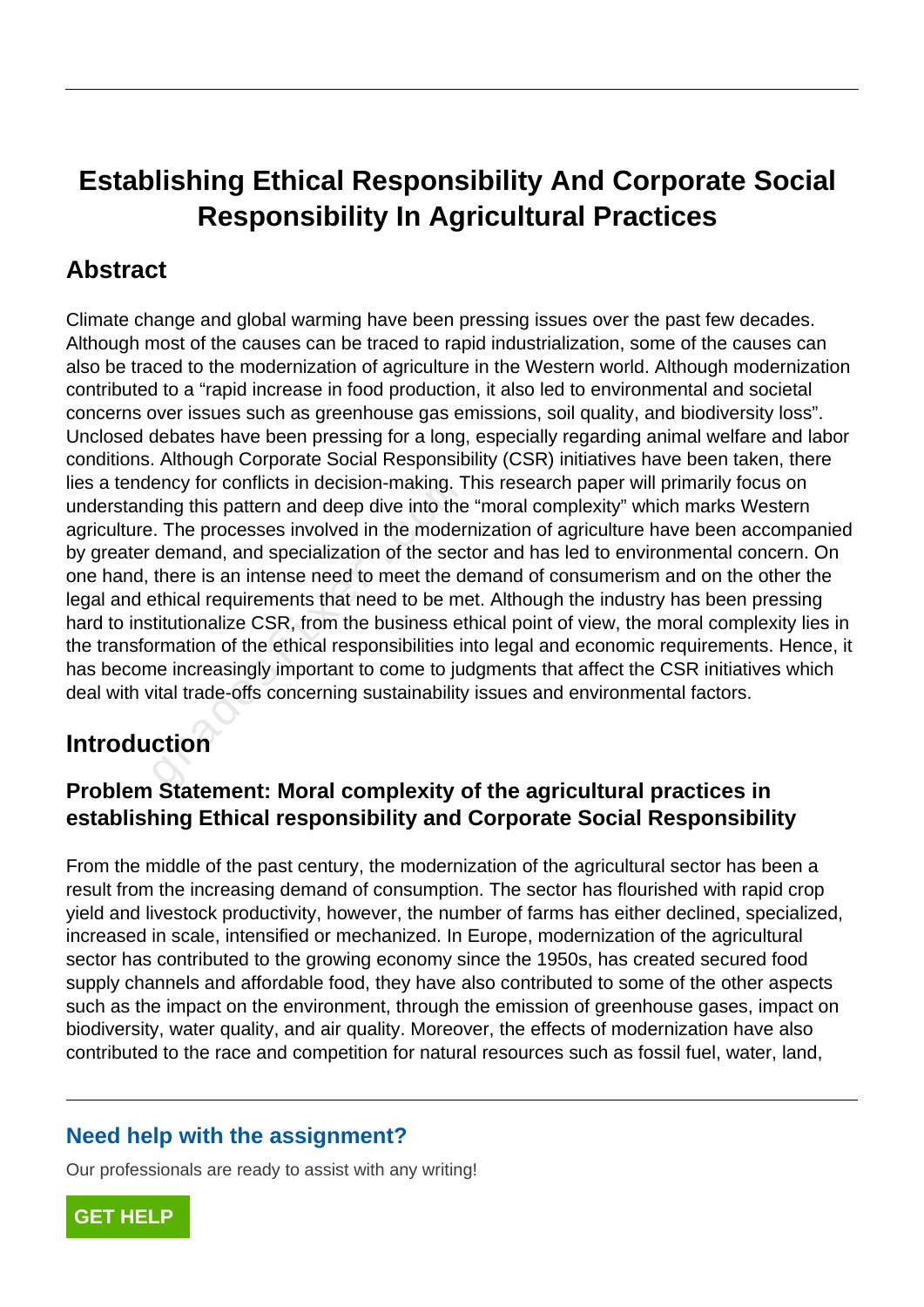# Establishing Ethical Responsibility And Corporate Social Responsibility In Agricultural Practices

## Abstract

Climate change and global warming have been pressing issues over the past few decades. Although most of the causes can be traced to rapid industrialization, some of the causes can also be traced to the modernization of agriculture in the Western world. Although modernization contributed to a "rapid increase in food production, it also led to environmental and societal concerns over issues such as greenhouse gas emissions, soil quality, and biodiversity loss". Unclosed debates have been pressing for a long, especially regarding animal welfare and labor conditions. Although Corporate Social Responsibility (CSR) initiatives have been taken, there lies a tendency for conflicts in decision-making. This research paper will primarily focus on understanding this pattern and deep dive into the "moral complexity" which marks Western agriculture. The processes involved in the modernization of agriculture have been accompanied by greater demand, and specialization of the sector and has led to environmental concern. On one hand, there is an intense need to meet the demand of consumerism and on the other the legal and ethical requirements that need to be met. Although the industry has been pressing hard to institutionalize CSR, from the business ethical point of view, the moral complexity lies in the transformation of the ethical responsibilities into legal and economic requirements. Hence, it has become increasingly important to come to judgments that affect the CSR initiatives which deal with vital trade-offs concerning sustainability issues and environmental factors.

## Introduction

### Problem Statement: Moral complexity of the agricultural practices in establishing Ethical responsibility and Corporate Social Responsibility

From the middle of the past century, the modernization of the agricultural sector has been a result from the increasing demand of consumption. The sector has flourished with rapid crop yield and livestock productivity, however, the number of farms has either declined, specialized, increased in scale, intensified or mechanized. In Europe, modernization of the agricultural sector has contributed to the growing economy since the 1950s, has created secured food supply channels and affordable food, they have also contributed to some of the other aspects such as the impact on the environment, through the emission of greenhouse gases, impact on biodiversity, water quality, and air quality. Moreover, the effects of modernization have also contributed to the race and competition for natural resources such as fossil fuel, water, land,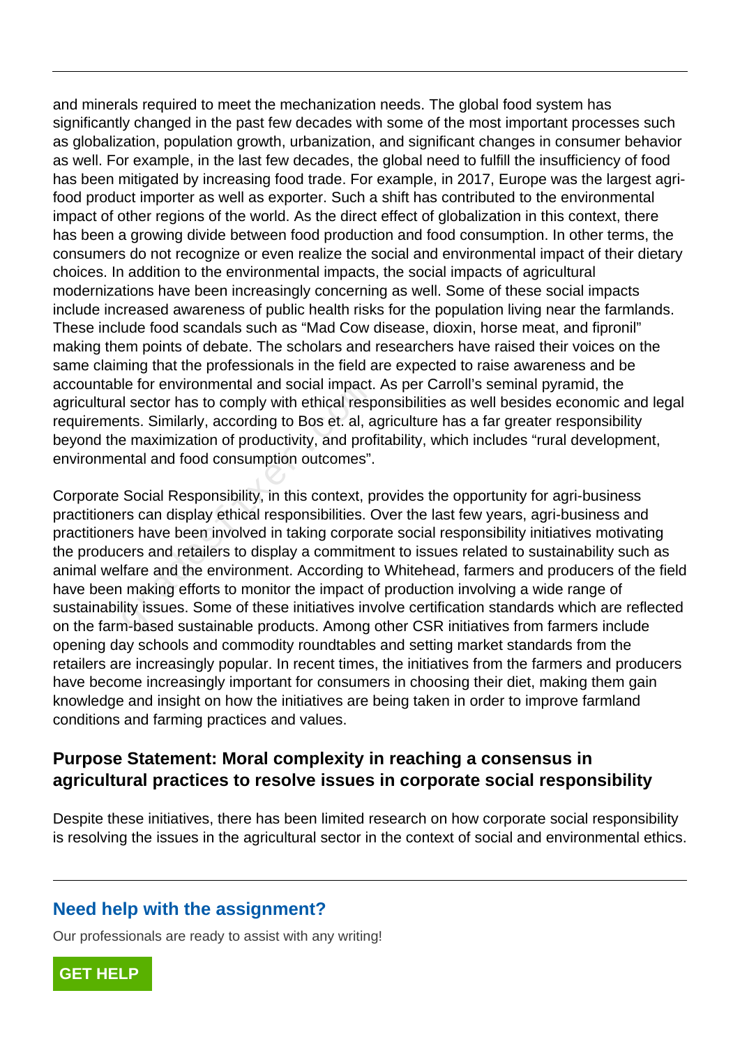and minerals required to meet the mechanization needs. The global food system has significantly changed in the past few decades with some of the most important processes such as globalization, population growth, urbanization, and significant changes in consumer behavior as well. For example, in the last few decades, the global need to fulfill the insufficiency of food has been mitigated by increasing food trade. For example, in 2017, Europe was the largest agri-food product importer as well as exporter. Such a shift has contributed to the environmental impact of other regions of the world. As the direct effect of globalization in this context, there has been a growing divide between food production and food consumption. In other terms, the consumers do not recognize or even realize the social and environmental impact of their dietary choices. In addition to the environmental impacts, the social impacts of agricultural modernizations have been increasingly concerning as well. Some of these social impacts include increased awareness of public health risks for the population living near the farmlands. These include food scandals such as "Mad Cow disease, dioxin, horse meat, and fipronil" making them points of debate. The scholars and researchers have raised their voices on the same claiming that the professionals in the field are expected to raise awareness and be accountable for environmental and social impact. As per Carroll's seminal pyramid, the agricultural sector has to comply with ethical responsibilities as well besides economic and legal requirements. Similarly, according to Bos et. al, agriculture has a far greater responsibility beyond the maximization of productivity, and profitability, which includes "rural development, environmental and food consumption outcomes".

Corporate Social Responsibility, in this context, provides the opportunity for agri-business practitioners can display ethical responsibilities. Over the last few years, agri-business and practitioners have been involved in taking corporate social responsibility initiatives motivating the producers and retailers to display a commitment to issues related to sustainability such as animal welfare and the environment. According to Whitehead, farmers and producers of the field have been making efforts to monitor the impact of production involving a wide range of sustainability issues. Some of these initiatives involve certification standards which are reflected on the farm-based sustainable products. Among other CSR initiatives from farmers include opening day schools and commodity roundtables and setting market standards from the retailers are increasingly popular. In recent times, the initiatives from the farmers and producers have become increasingly important for consumers in choosing their diet, making them gain knowledge and insight on how the initiatives are being taken in order to improve farmland conditions and farming practices and values.

### Purpose Statement: Moral complexity in reaching a consensus in agricultural practices to resolve issues in corporate social responsibility

Despite these initiatives, there has been limited research on how corporate social responsibility is resolving the issues in the agricultural sector in the context of social and environmental ethics.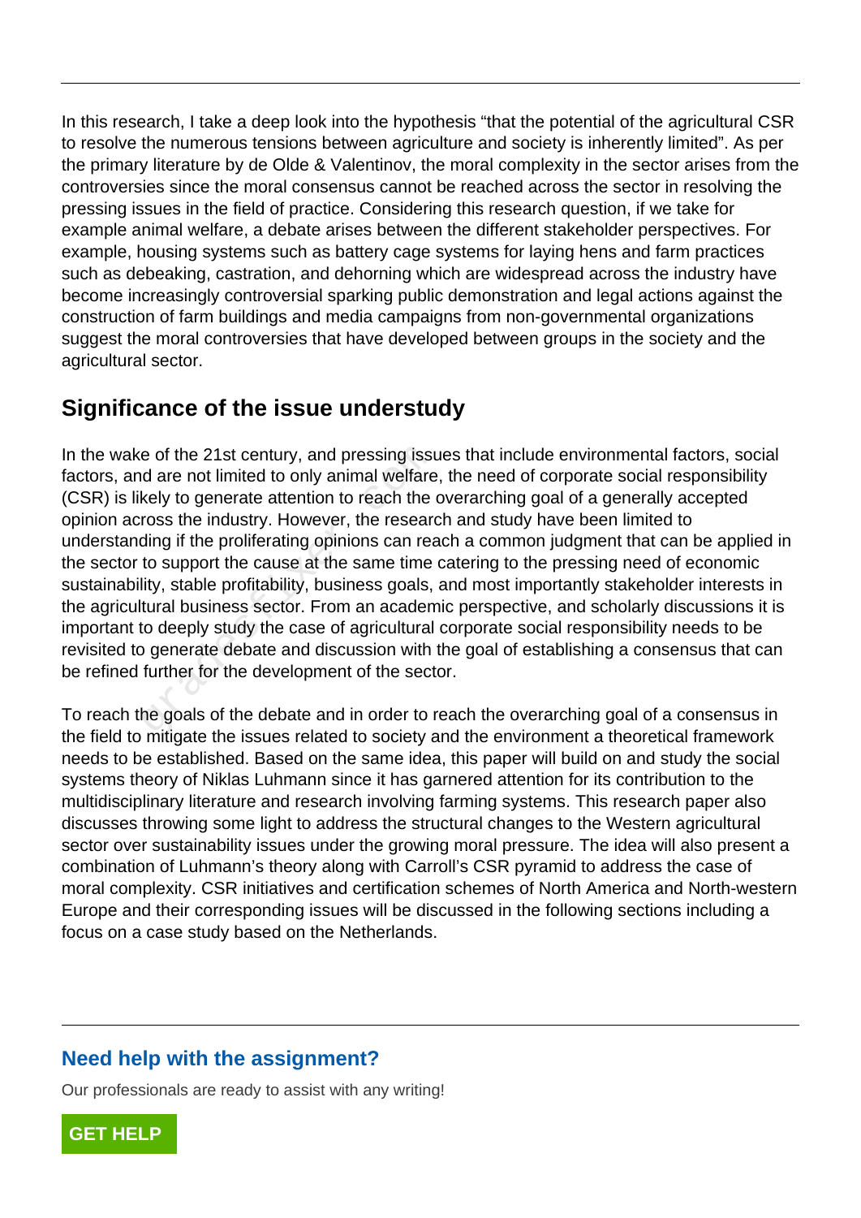In this research, I take a deep look into the hypothesis "that the potential of the agricultural CSR to resolve the numerous tensions between agriculture and society is inherently limited". As per the primary literature by de Olde & Valentinov, the moral complexity in the sector arises from the controversies since the moral consensus cannot be reached across the sector in resolving the pressing issues in the field of practice. Considering this research question, if we take for example animal welfare, a debate arises between the different stakeholder perspectives. For example, housing systems such as battery cage systems for laying hens and farm practices such as debeaking, castration, and dehorning which are widespread across the industry have become increasingly controversial sparking public demonstration and legal actions against the construction of farm buildings and media campaigns from non-governmental organizations suggest the moral controversies that have developed between groups in the society and the agricultural sector.

## Significance of the issue understudy

In the wake of the 21st century, and pressing issues that include environmental factors, social factors, and are not limited to only animal welfare, the need of corporate social responsibility (CSR) is likely to generate attention to reach the overarching goal of a generally accepted opinion across the industry. However, the research and study have been limited to understanding if the proliferating opinions can reach a common judgment that can be applied in the sector to support the cause at the same time catering to the pressing need of economic sustainability, stable profitability, business goals, and most importantly stakeholder interests in the agricultural business sector. From an academic perspective, and scholarly discussions it is important to deeply study the case of agricultural corporate social responsibility needs to be revisited to generate debate and discussion with the goal of establishing a consensus that can be refined further for the development of the sector.

To reach the goals of the debate and in order to reach the overarching goal of a consensus in the field to mitigate the issues related to society and the environment a theoretical framework needs to be established. Based on the same idea, this paper will build on and study the social systems theory of Niklas Luhmann since it has garnered attention for its contribution to the multidisciplinary literature and research involving farming systems. This research paper also discusses throwing some light to address the structural changes to the Western agricultural sector over sustainability issues under the growing moral pressure. The idea will also present a combination of Luhmann's theory along with Carroll's CSR pyramid to address the case of moral complexity. CSR initiatives and certification schemes of North America and North-western Europe and their corresponding issues will be discussed in the following sections including a focus on a case study based on the Netherlands.

**Need help with the assignment?**

Our professionals are ready to assist with any writing!

GET HELP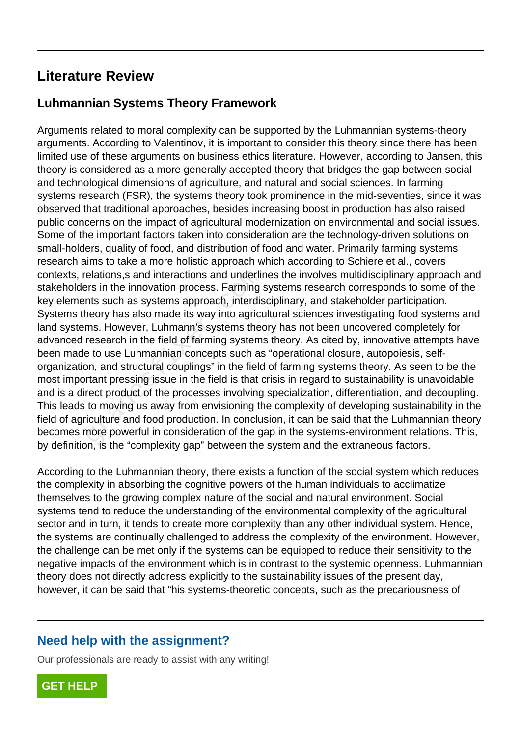## Literature Review

### Luhmannian Systems Theory Framework

Arguments related to moral complexity can be supported by the Luhmannian systems-theory arguments. According to Valentinov, it is important to consider this theory since there has been limited use of these arguments on business ethics literature. However, according to Jansen, this theory is considered as a more generally accepted theory that bridges the gap between social and technological dimensions of agriculture, and natural and social sciences. In farming systems research (FSR), the systems theory took prominence in the mid-seventies, since it was observed that traditional approaches, besides increasing boost in production has also raised public concerns on the impact of agricultural modernization on environmental and social issues. Some of the important factors taken into consideration are the technology-driven solutions on small-holders, quality of food, and distribution of food and water. Primarily farming systems research aims to take a more holistic approach which according to Schiere et al., covers contexts, relations,s and interactions and underlines the involves multidisciplinary approach and stakeholders in the innovation process. Farming systems research corresponds to some of the key elements such as systems approach, interdisciplinary, and stakeholder participation. Systems theory has also made its way into agricultural sciences investigating food systems and land systems. However, Luhmann's systems theory has not been uncovered completely for advanced research in the field of farming systems theory. As cited by, innovative attempts have been made to use Luhmannian concepts such as "operational closure, autopoiesis, self-organization, and structural couplings" in the field of farming systems theory. As seen to be the most important pressing issue in the field is that crisis in regard to sustainability is unavoidable and is a direct product of the processes involving specialization, differentiation, and decoupling. This leads to moving us away from envisioning the complexity of developing sustainability in the field of agriculture and food production. In conclusion, it can be said that the Luhmannian theory becomes more powerful in consideration of the gap in the systems-environment relations. This, by definition, is the "complexity gap" between the system and the extraneous factors.

According to the Luhmannian theory, there exists a function of the social system which reduces the complexity in absorbing the cognitive powers of the human individuals to acclimatize themselves to the growing complex nature of the social and natural environment. Social systems tend to reduce the understanding of the environmental complexity of the agricultural sector and in turn, it tends to create more complexity than any other individual system. Hence, the systems are continually challenged to address the complexity of the environment. However, the challenge can be met only if the systems can be equipped to reduce their sensitivity to the negative impacts of the environment which is in contrast to the systemic openness. Luhmannian theory does not directly address explicitly to the sustainability issues of the present day, however, it can be said that "his systems-theoretic concepts, such as the precariousness of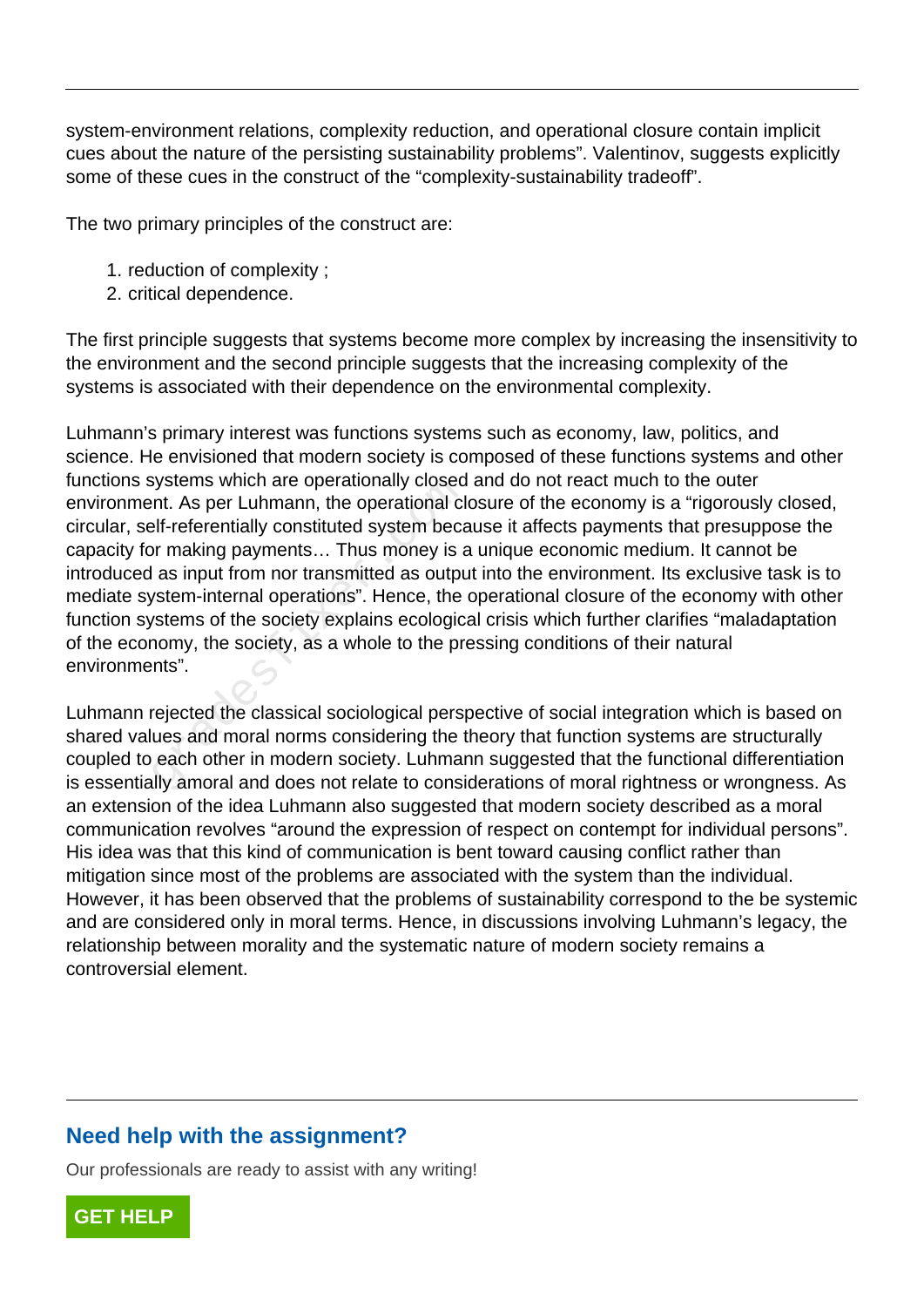system-environment relations, complexity reduction, and operational closure contain implicit cues about the nature of the persisting sustainability problems". Valentinov, suggests explicitly some of these cues in the construct of the "complexity-sustainability tradeoff".

The two primary principles of the construct are:

1. reduction of complexity ;
2. critical dependence.

The first principle suggests that systems become more complex by increasing the insensitivity to the environment and the second principle suggests that the increasing complexity of the systems is associated with their dependence on the environmental complexity.

Luhmann's primary interest was functions systems such as economy, law, politics, and science. He envisioned that modern society is composed of these functions systems and other functions systems which are operationally closed and do not react much to the outer environment. As per Luhmann, the operational closure of the economy is a "rigorously closed, circular, self-referentially constituted system because it affects payments that presuppose the capacity for making payments… Thus money is a unique economic medium. It cannot be introduced as input from nor transmitted as output into the environment. Its exclusive task is to mediate system-internal operations". Hence, the operational closure of the economy with other function systems of the society explains ecological crisis which further clarifies "maladaptation of the economy, the society, as a whole to the pressing conditions of their natural environments".

Luhmann rejected the classical sociological perspective of social integration which is based on shared values and moral norms considering the theory that function systems are structurally coupled to each other in modern society. Luhmann suggested that the functional differentiation is essentially amoral and does not relate to considerations of moral rightness or wrongness. As an extension of the idea Luhmann also suggested that modern society described as a moral communication revolves "around the expression of respect on contempt for individual persons". His idea was that this kind of communication is bent toward causing conflict rather than mitigation since most of the problems are associated with the system than the individual. However, it has been observed that the problems of sustainability correspond to the be systemic and are considered only in moral terms. Hence, in discussions involving Luhmann's legacy, the relationship between morality and the systematic nature of modern society remains a controversial element.

## Need help with the assignment?

Our professionals are ready to assist with any writing!

**GET HELP**